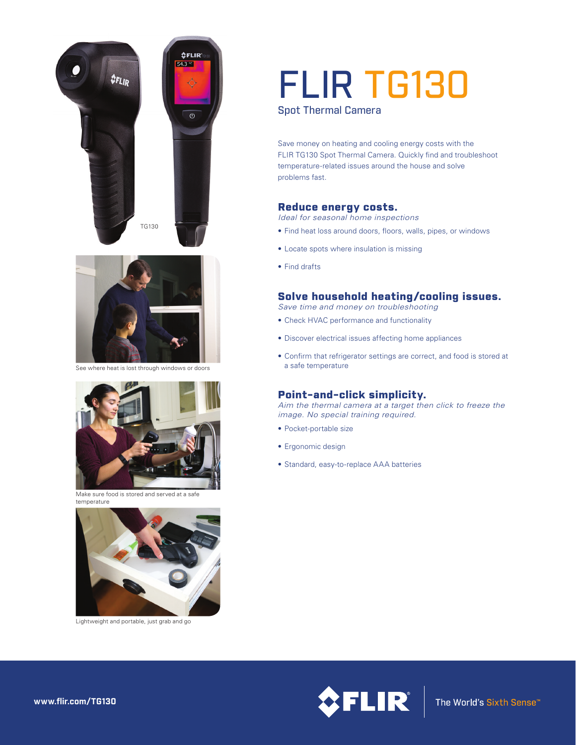TG130

See where heat is lost through windows or doors

Make sure food is stored and served at a safe temperature

Lightweight and portable, just grab and go

# FLIR TG130

Spot Thermal Camera

Save money on heating and cooling energy costs with the FLIR TG130 Spot Thermal Camera. Quickly find and troubleshoot temperature-related issues around the house and solve problems fast.

## Reduce energy costs.

*Ideal for seasonal home inspections*

- Find heat loss around doors, floors, walls, pipes, or windows
- Locate spots where insulation is missing
- Find drafts

## Solve household heating/cooling issues.

*Save time and money on troubleshooting*

- Check HVAC performance and functionality
- Discover electrical issues affecting home appliances
- Confirm that refrigerator settings are correct, and food is stored at a safe temperature

## Point-and-click simplicity.

*Aim the thermal camera at a target then click to freeze the image. No special training required.*

- Pocket-portable size
- Ergonomic design
- Standard, easy-to-replace AAA batteries

www.flir.com/TG130

FLIR® The World's Sixth Sense™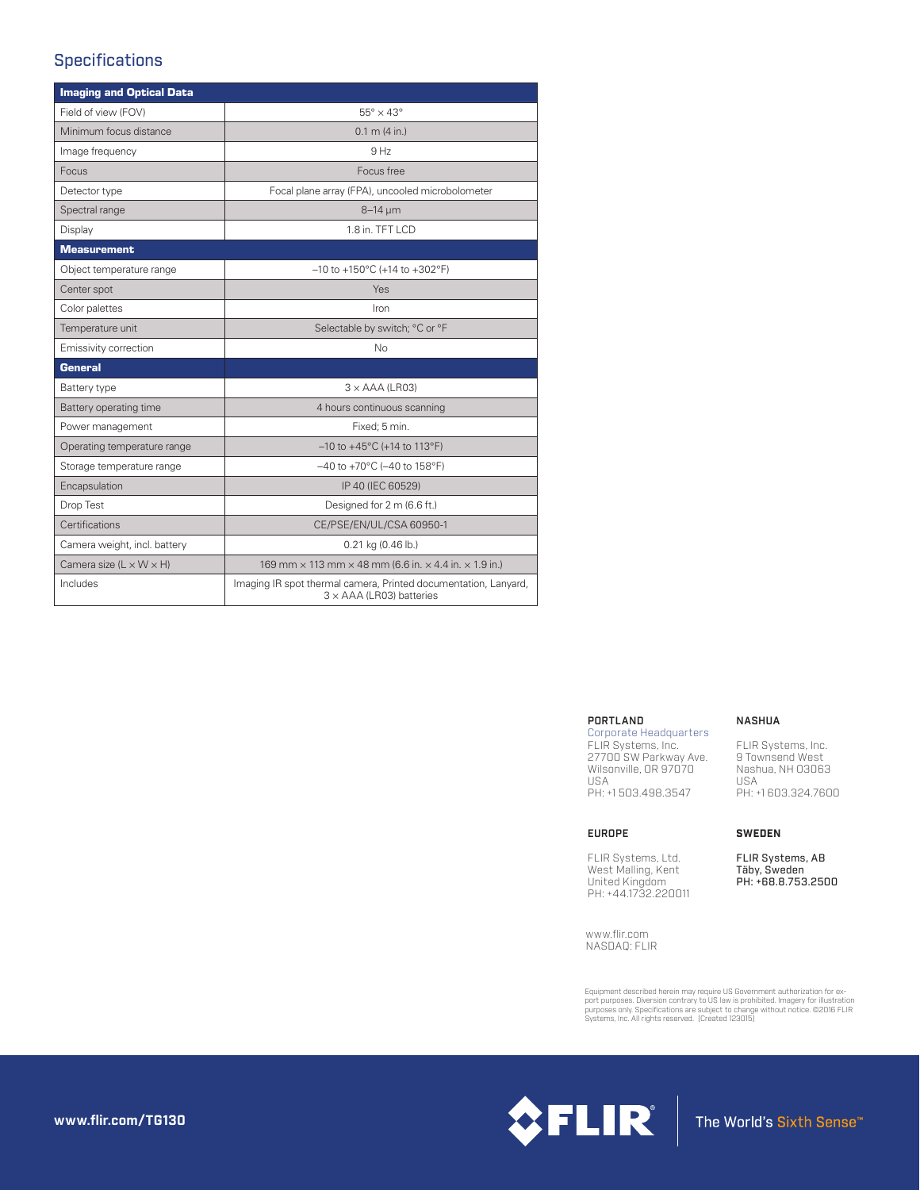## Specifications

| | |
|---|---|
| **Imaging and Optical Data** | |
| Field of view (FOV) | 55° × 43° |
| Minimum focus distance | 0.1 m (4 in.) |
| Image frequency | 9 Hz |
| Focus | Focus free |
| Detector type | Focal plane array (FPA), uncooled microbolometer |
| Spectral range | 8–14 µm |
| Display | 1.8 in. TFT LCD |
| **Measurement** | |
| Object temperature range | –10 to +150°C (+14 to +302°F) |
| Center spot | Yes |
| Color palettes | Iron |
| Temperature unit | Selectable by switch; °C or °F |
| Emissivity correction | No |
| **General** | |
| Battery type | 3 × AAA (LR03) |
| Battery operating time | 4 hours continuous scanning |
| Power management | Fixed; 5 min. |
| Operating temperature range | –10 to +45°C (+14 to 113°F) |
| Storage temperature range | –40 to +70°C (–40 to 158°F) |
| Encapsulation | IP 40 (IEC 60529) |
| Drop Test | Designed for 2 m (6.6 ft.) |
| Certifications | CE/PSE/EN/UL/CSA 60950-1 |
| Camera weight, incl. battery | 0.21 kg (0.46 lb.) |
| Camera size (L × W × H) | 169 mm × 113 mm × 48 mm (6.6 in. × 4.4 in. × 1.9 in.) |
| Includes | Imaging IR spot thermal camera, Printed documentation, Lanyard, 3 × AAA (LR03) batteries |

**PORTLAND**
Corporate Headquarters
FLIR Systems, Inc.
27700 SW Parkway Ave.
Wilsonville, OR 97070
USA
PH: +1 503.498.3547

**NASHUA**
FLIR Systems, Inc.
9 Townsend West
Nashua, NH 03063
USA
PH: +1 603.324.7600

**EUROPE**
FLIR Systems, Ltd.
West Malling, Kent
United Kingdom
PH: +44.1732.220011

**SWEDEN**
FLIR Systems, AB
Täby, Sweden
PH: +68.8.753.2500

www.flir.com
NASDAQ: FLIR

Equipment described herein may require US Government authorization for export purposes. Diversion contrary to US law is prohibited. Imagery for illustration purposes only. Specifications are subject to change without notice. ©2016 FLIR Systems, Inc. All rights reserved. (Created 123015)

**www.flir.com/TG130**

FLIR® The World's Sixth Sense™